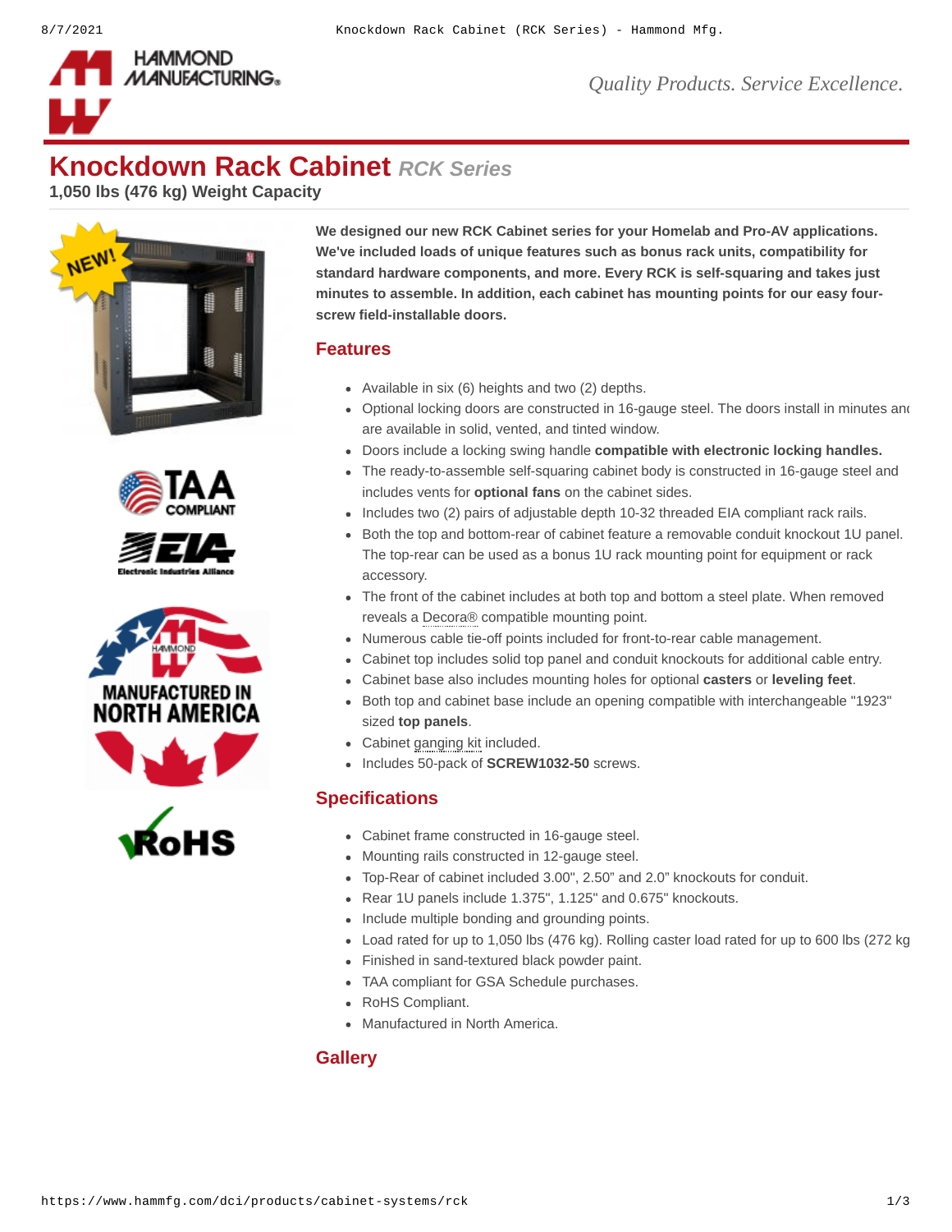# Knockdown Rack Cabinet *RCK Series*

**1,050 lbs (476 kg) Weight Capacity**

**We designed our new RCK Cabinet series for your Homelab and Pro-AV applications. We've included loads of unique features such as bonus rack units, compatibility for standard hardware components, and more. Every RCK is self-squaring and takes just minutes to assemble. In addition, each cabinet has mounting points for our easy four-screw field-installable doors.**

## Features

- Available in six (6) heights and two (2) depths.
- Optional locking doors are constructed in 16-gauge steel. The doors install in minutes and are available in solid, vented, and tinted window.
- Doors include a locking swing handle **compatible with electronic locking handles.**
- The ready-to-assemble self-squaring cabinet body is constructed in 16-gauge steel and includes vents for **optional fans** on the cabinet sides.
- Includes two (2) pairs of adjustable depth 10-32 threaded EIA compliant rack rails.
- Both the top and bottom-rear of cabinet feature a removable conduit knockout 1U panel. The top-rear can be used as a bonus 1U rack mounting point for equipment or rack accessory.
- The front of the cabinet includes at both top and bottom a steel plate. When removed reveals a Decora® compatible mounting point.
- Numerous cable tie-off points included for front-to-rear cable management.
- Cabinet top includes solid top panel and conduit knockouts for additional cable entry.
- Cabinet base also includes mounting holes for optional **casters** or **leveling feet**.
- Both top and cabinet base include an opening compatible with interchangeable "1923" sized **top panels**.
- Cabinet ganging kit included.
- Includes 50-pack of **SCREW1032-50** screws.

## Specifications

- Cabinet frame constructed in 16-gauge steel.
- Mounting rails constructed in 12-gauge steel.
- Top-Rear of cabinet included 3.00", 2.50" and 2.0" knockouts for conduit.
- Rear 1U panels include 1.375", 1.125" and 0.675" knockouts.
- Include multiple bonding and grounding points.
- Load rated for up to 1,050 lbs (476 kg). Rolling caster load rated for up to 600 lbs (272 kg
- Finished in sand-textured black powder paint.
- TAA compliant for GSA Schedule purchases.
- RoHS Compliant.
- Manufactured in North America.

## Gallery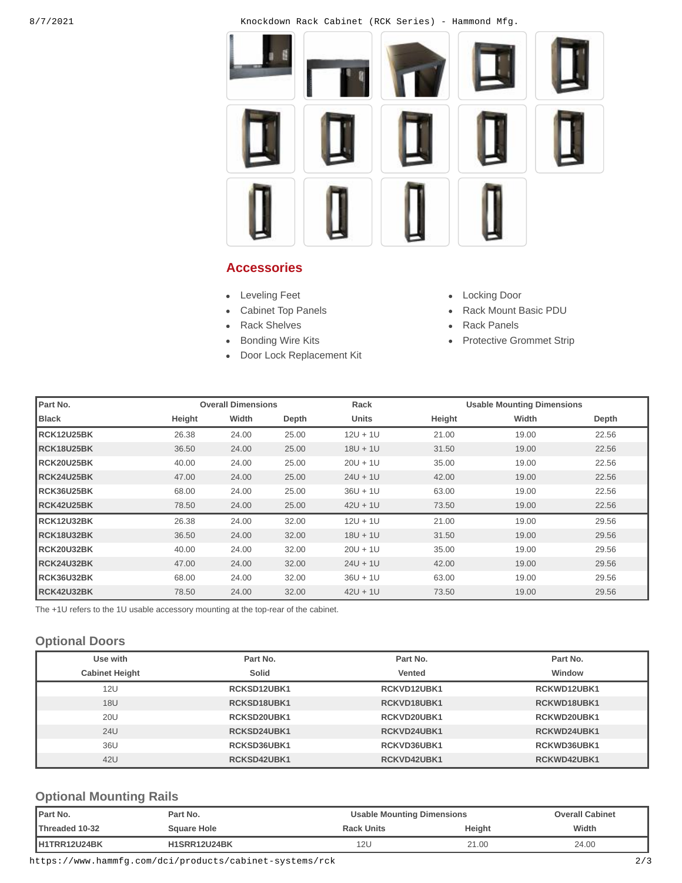## Accessories

- Leveling Feet
- Cabinet Top Panels
- Rack Shelves
- Bonding Wire Kits
- Door Lock Replacement Kit
- Locking Door
- Rack Mount Basic PDU
- Rack Panels
- Protective Grommet Strip

| Part No. | Overall Dimensions | | | Rack | Usable Mounting Dimensions | | |
|---|---|---|---|---|---|---|---|
| Black | Height | Width | Depth | Units | Height | Width | Depth |
| RCK12U25BK | 26.38 | 24.00 | 25.00 | 12U + 1U | 21.00 | 19.00 | 22.56 |
| RCK18U25BK | 36.50 | 24.00 | 25.00 | 18U + 1U | 31.50 | 19.00 | 22.56 |
| RCK20U25BK | 40.00 | 24.00 | 25.00 | 20U + 1U | 35.00 | 19.00 | 22.56 |
| RCK24U25BK | 47.00 | 24.00 | 25.00 | 24U + 1U | 42.00 | 19.00 | 22.56 |
| RCK36U25BK | 68.00 | 24.00 | 25.00 | 36U + 1U | 63.00 | 19.00 | 22.56 |
| RCK42U25BK | 78.50 | 24.00 | 25.00 | 42U + 1U | 73.50 | 19.00 | 22.56 |
| RCK12U32BK | 26.38 | 24.00 | 32.00 | 12U + 1U | 21.00 | 19.00 | 29.56 |
| RCK18U32BK | 36.50 | 24.00 | 32.00 | 18U + 1U | 31.50 | 19.00 | 29.56 |
| RCK20U32BK | 40.00 | 24.00 | 32.00 | 20U + 1U | 35.00 | 19.00 | 29.56 |
| RCK24U32BK | 47.00 | 24.00 | 32.00 | 24U + 1U | 42.00 | 19.00 | 29.56 |
| RCK36U32BK | 68.00 | 24.00 | 32.00 | 36U + 1U | 63.00 | 19.00 | 29.56 |
| RCK42U32BK | 78.50 | 24.00 | 32.00 | 42U + 1U | 73.50 | 19.00 | 29.56 |

The +1U refers to the 1U usable accessory mounting at the top-rear of the cabinet.

### Optional Doors

| Use with Cabinet Height | Part No. Solid | Part No. Vented | Part No. Window |
|---|---|---|---|
| 12U | RCKSD12UBK1 | RCKVD12UBK1 | RCKWD12UBK1 |
| 18U | RCKSD18UBK1 | RCKVD18UBK1 | RCKWD18UBK1 |
| 20U | RCKSD20UBK1 | RCKVD20UBK1 | RCKWD20UBK1 |
| 24U | RCKSD24UBK1 | RCKVD24UBK1 | RCKWD24UBK1 |
| 36U | RCKSD36UBK1 | RCKVD36UBK1 | RCKWD36UBK1 |
| 42U | RCKSD42UBK1 | RCKVD42UBK1 | RCKWD42UBK1 |

### Optional Mounting Rails

| Part No. | Part No. | Usable Mounting Dimensions | | Overall Cabinet |
|---|---|---|---|---|
| Threaded 10-32 | Square Hole | Rack Units | Height | Width |
| H1TRR12U24BK | H1SRR12U24BK | 12U | 21.00 | 24.00 |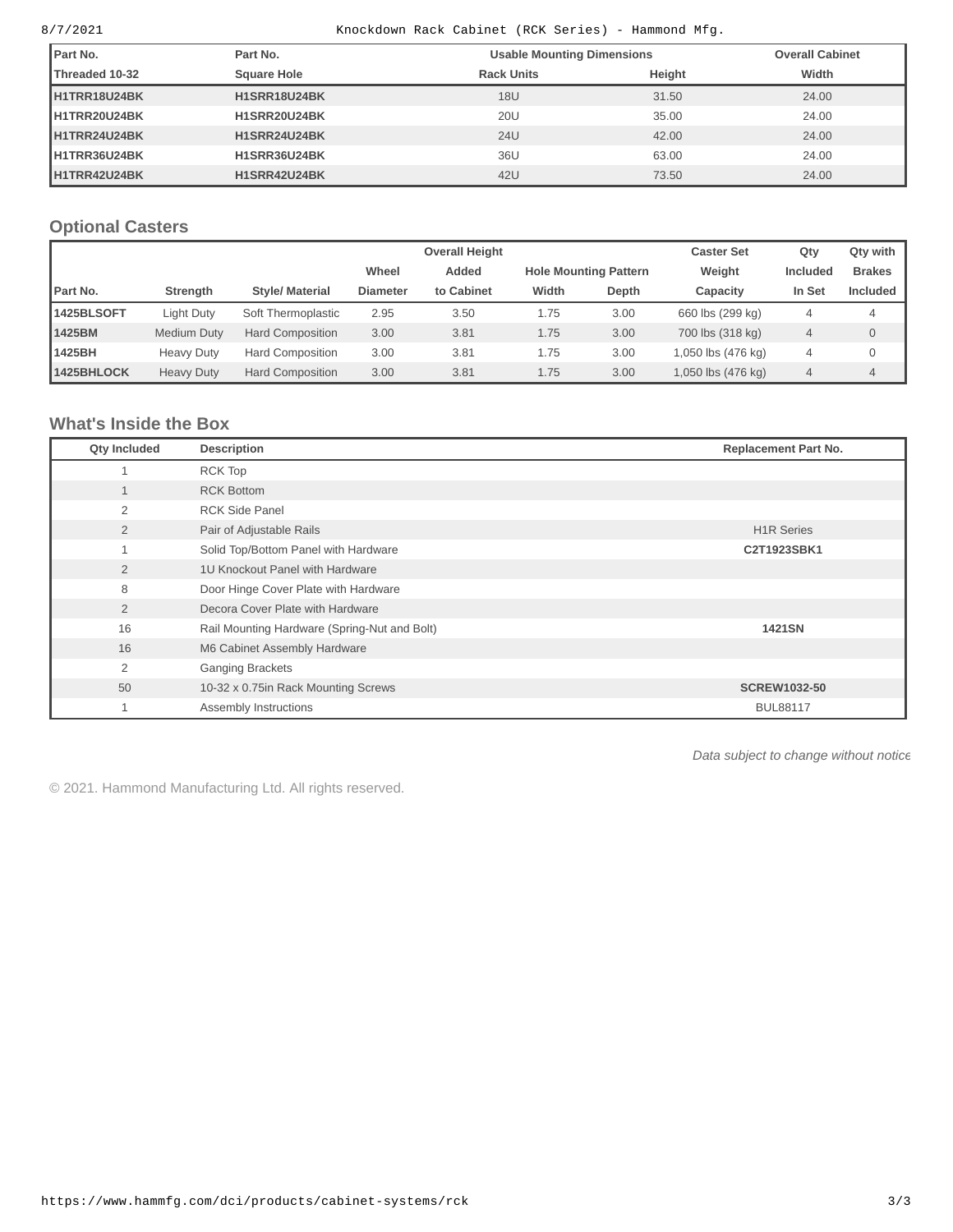| Part No. | Part No. | Usable Mounting Dimensions | | Overall Cabinet |
|---|---|---|---|---|
| Threaded 10-32 | Square Hole | Rack Units | Height | Width |
| **H1TRR18U24BK** | **H1SRR18U24BK** | 18U | 31.50 | 24.00 |
| **H1TRR20U24BK** | **H1SRR20U24BK** | 20U | 35.00 | 24.00 |
| **H1TRR24U24BK** | **H1SRR24U24BK** | 24U | 42.00 | 24.00 |
| **H1TRR36U24BK** | **H1SRR36U24BK** | 36U | 63.00 | 24.00 |
| **H1TRR42U24BK** | **H1SRR42U24BK** | 42U | 73.50 | 24.00 |

## Optional Casters

| Part No. | Strength | Style/ Material | Wheel Diameter | Overall Height Added to Cabinet | Hole Mounting Pattern Width | Hole Mounting Pattern Depth | Caster Set Weight Capacity | Qty Included In Set | Qty with Brakes Included |
|---|---|---|---|---|---|---|---|---|---|
| **1425BLSOFT** | Light Duty | Soft Thermoplastic | 2.95 | 3.50 | 1.75 | 3.00 | 660 lbs (299 kg) | 4 | 4 |
| **1425BM** | Medium Duty | Hard Composition | 3.00 | 3.81 | 1.75 | 3.00 | 700 lbs (318 kg) | 4 | 0 |
| **1425BH** | Heavy Duty | Hard Composition | 3.00 | 3.81 | 1.75 | 3.00 | 1,050 lbs (476 kg) | 4 | 0 |
| **1425BHLOCK** | Heavy Duty | Hard Composition | 3.00 | 3.81 | 1.75 | 3.00 | 1,050 lbs (476 kg) | 4 | 4 |

## What's Inside the Box

| Qty Included | Description | Replacement Part No. |
|---|---|---|
| 1 | RCK Top | |
| 1 | RCK Bottom | |
| 2 | RCK Side Panel | |
| 2 | Pair of Adjustable Rails | H1R Series |
| 1 | Solid Top/Bottom Panel with Hardware | **C2T1923SBK1** |
| 2 | 1U Knockout Panel with Hardware | |
| 8 | Door Hinge Cover Plate with Hardware | |
| 2 | Decora Cover Plate with Hardware | |
| 16 | Rail Mounting Hardware (Spring-Nut and Bolt) | **1421SN** |
| 16 | M6 Cabinet Assembly Hardware | |
| 2 | Ganging Brackets | |
| 50 | 10-32 x 0.75in Rack Mounting Screws | **SCREW1032-50** |
| 1 | Assembly Instructions | BUL88117 |

*Data subject to change without notice*

© 2021. Hammond Manufacturing Ltd. All rights reserved.